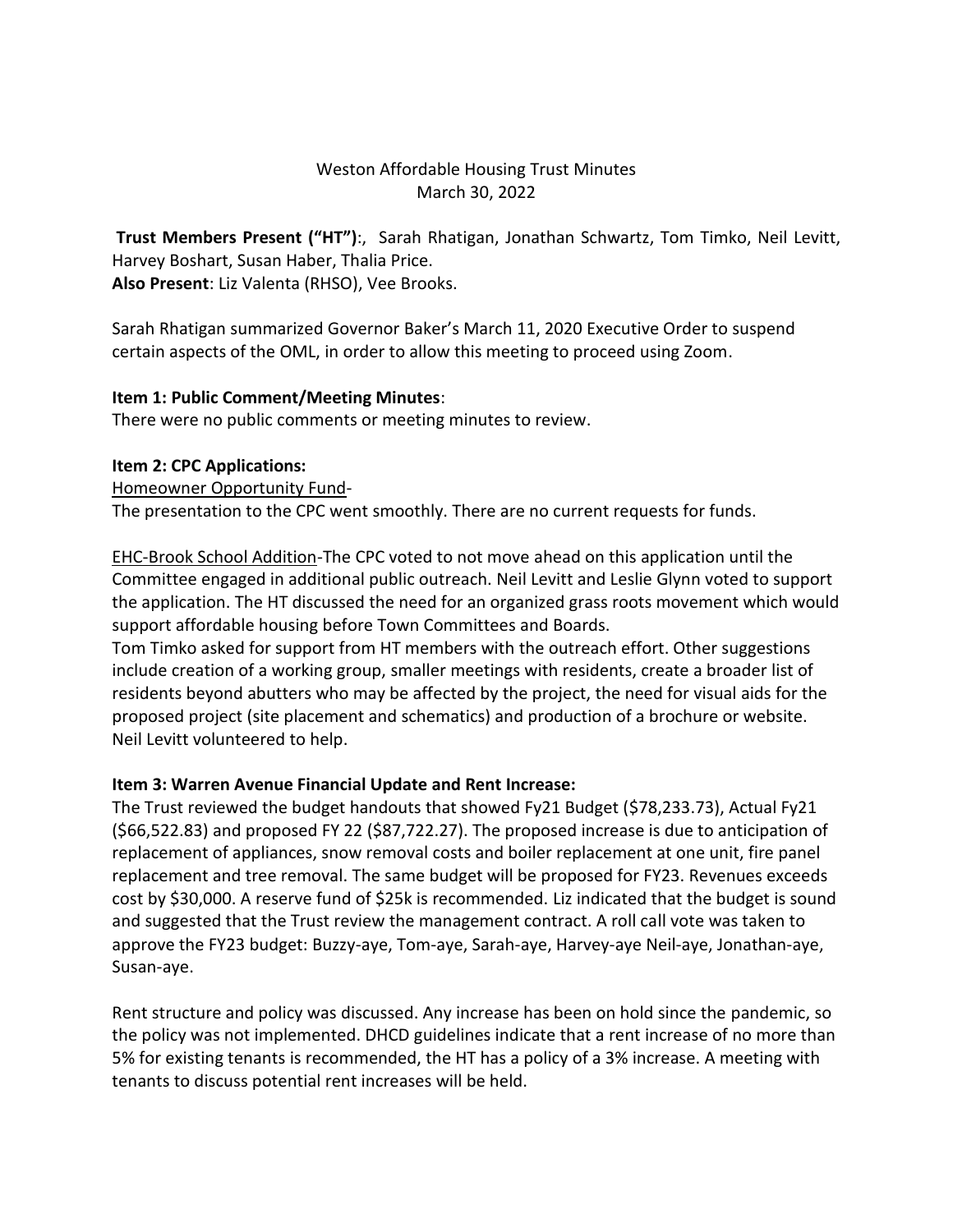Weston Affordable Housing Trust Minutes
March 30, 2022

**Trust Members Present ("HT")**:, Sarah Rhatigan, Jonathan Schwartz, Tom Timko, Neil Levitt, Harvey Boshart, Susan Haber, Thalia Price.
**Also Present**: Liz Valenta (RHSO), Vee Brooks.

Sarah Rhatigan summarized Governor Baker's March 11, 2020 Executive Order to suspend certain aspects of the OML, in order to allow this meeting to proceed using Zoom.

**Item 1: Public Comment/Meeting Minutes**:
There were no public comments or meeting minutes to review.

**Item 2: CPC Applications:**
Homeowner Opportunity Fund-
The presentation to the CPC went smoothly. There are no current requests for funds.

EHC-Brook School Addition-The CPC voted to not move ahead on this application until the Committee engaged in additional public outreach. Neil Levitt and Leslie Glynn voted to support the application. The HT discussed the need for an organized grass roots movement which would support affordable housing before Town Committees and Boards.
Tom Timko asked for support from HT members with the outreach effort. Other suggestions include creation of a working group, smaller meetings with residents, create a broader list of residents beyond abutters who may be affected by the project, the need for visual aids for the proposed project (site placement and schematics) and production of a brochure or website. Neil Levitt volunteered to help.

**Item 3: Warren Avenue Financial Update and Rent Increase:**
The Trust reviewed the budget handouts that showed Fy21 Budget ($78,233.73), Actual Fy21 ($66,522.83) and proposed FY 22 ($87,722.27). The proposed increase is due to anticipation of replacement of appliances, snow removal costs and boiler replacement at one unit, fire panel replacement and tree removal. The same budget will be proposed for FY23. Revenues exceeds cost by $30,000. A reserve fund of $25k is recommended. Liz indicated that the budget is sound and suggested that the Trust review the management contract. A roll call vote was taken to approve the FY23 budget: Buzzy-aye, Tom-aye, Sarah-aye, Harvey-aye Neil-aye, Jonathan-aye, Susan-aye.

Rent structure and policy was discussed. Any increase has been on hold since the pandemic, so the policy was not implemented. DHCD guidelines indicate that a rent increase of no more than 5% for existing tenants is recommended, the HT has a policy of a 3% increase. A meeting with tenants to discuss potential rent increases will be held.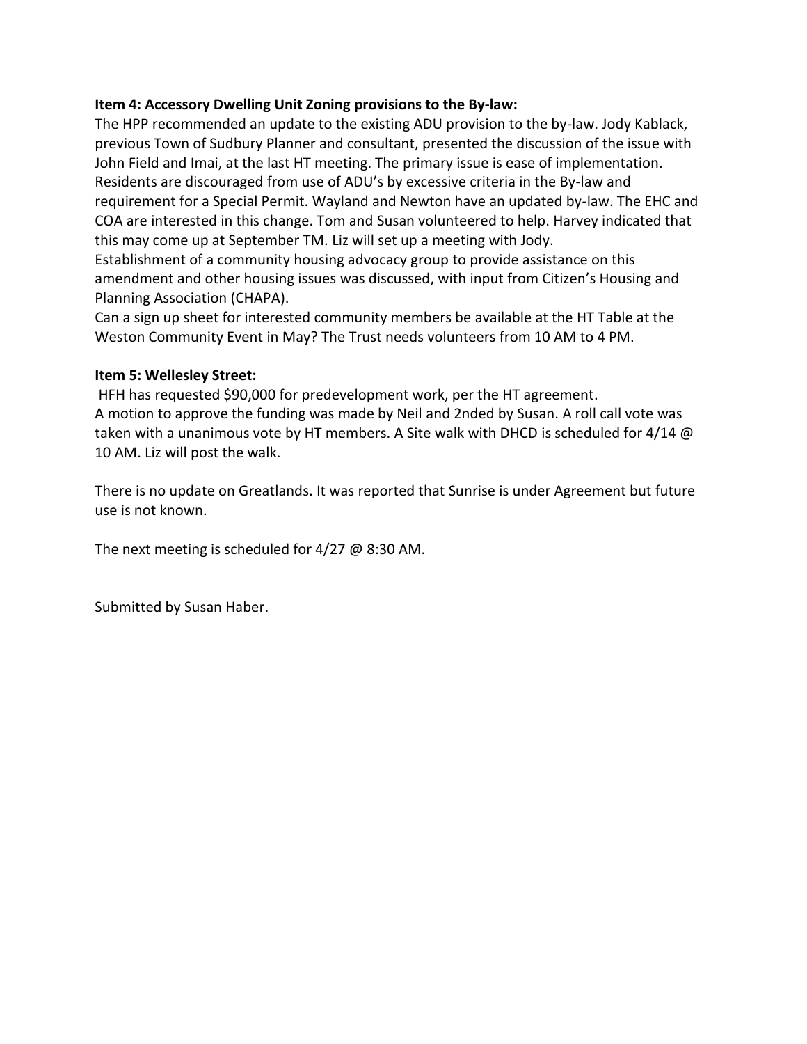**Item 4: Accessory Dwelling Unit Zoning provisions to the By-law:**

The HPP recommended an update to the existing ADU provision to the by-law. Jody Kablack, previous Town of Sudbury Planner and consultant, presented the discussion of the issue with John Field and Imai, at the last HT meeting. The primary issue is ease of implementation. Residents are discouraged from use of ADU's by excessive criteria in the By-law and requirement for a Special Permit. Wayland and Newton have an updated by-law. The EHC and COA are interested in this change. Tom and Susan volunteered to help. Harvey indicated that this may come up at September TM. Liz will set up a meeting with Jody.

Establishment of a community housing advocacy group to provide assistance on this amendment and other housing issues was discussed, with input from Citizen's Housing and Planning Association (CHAPA).

Can a sign up sheet for interested community members be available at the HT Table at the Weston Community Event in May? The Trust needs volunteers from 10 AM to 4 PM.

**Item 5: Wellesley Street:**

HFH has requested $90,000 for predevelopment work, per the HT agreement.

A motion to approve the funding was made by Neil and 2nded by Susan. A roll call vote was taken with a unanimous vote by HT members. A Site walk with DHCD is scheduled for 4/14 @ 10 AM. Liz will post the walk.

There is no update on Greatlands. It was reported that Sunrise is under Agreement but future use is not known.

The next meeting is scheduled for 4/27 @ 8:30 AM.

Submitted by Susan Haber.